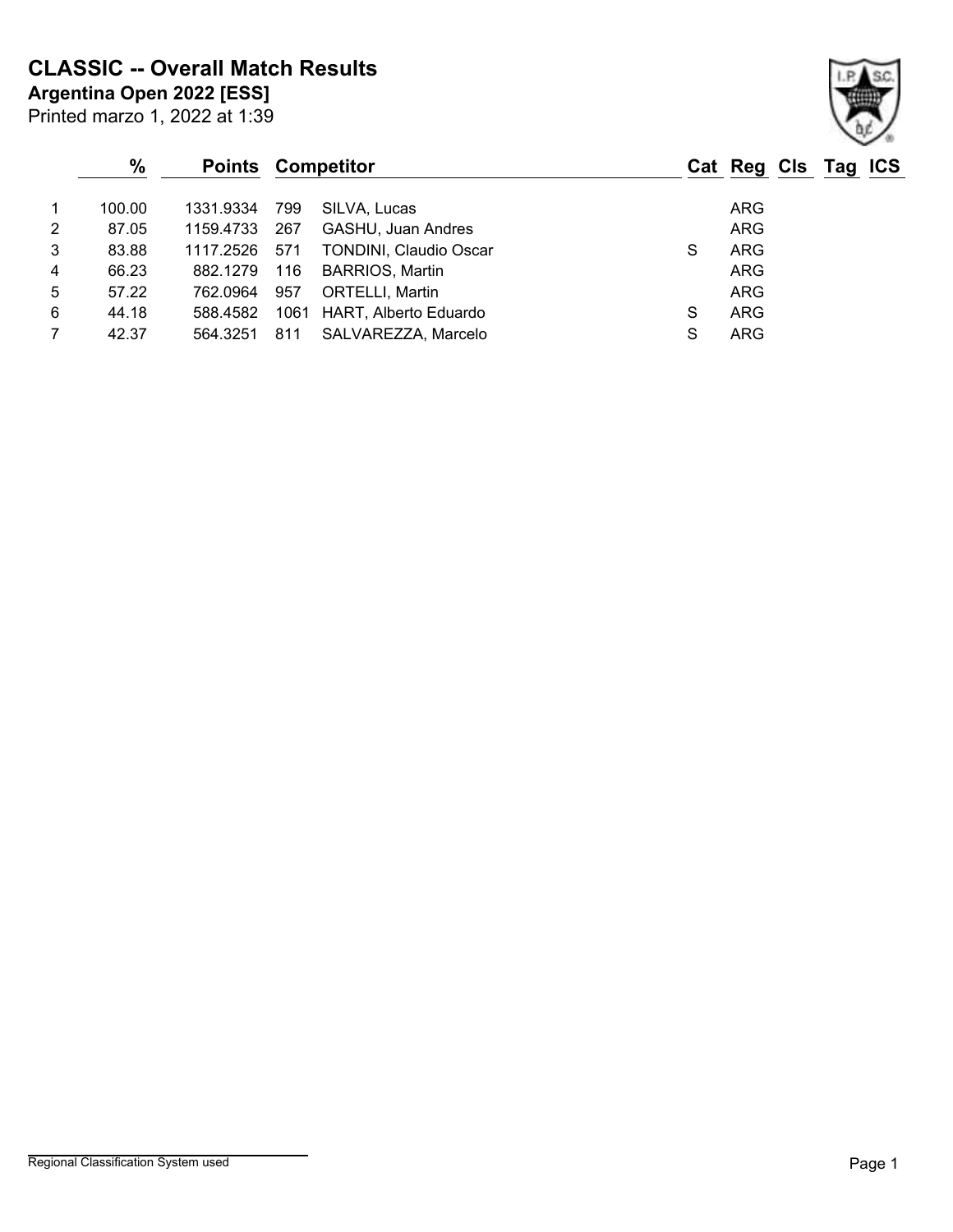# CLASSIC -- Overall Match Results

**Argentina Open 2022 [ESS]**

Printed marzo 1, 2022 at 1:39

| | % | Points | Competitor | | Cat | Reg | Cls | Tag | ICS |
|---|---|---|---|---|---|---|---|---|---|
| 1 | 100.00 | 1331.9334 | 799 | SILVA, Lucas | | ARG | | | |
| 2 | 87.05 | 1159.4733 | 267 | GASHU, Juan Andres | | ARG | | | |
| 3 | 83.88 | 1117.2526 | 571 | TONDINI, Claudio Oscar | S | ARG | | | |
| 4 | 66.23 | 882.1279 | 116 | BARRIOS, Martin | | ARG | | | |
| 5 | 57.22 | 762.0964 | 957 | ORTELLI, Martin | | ARG | | | |
| 6 | 44.18 | 588.4582 | 1061 | HART, Alberto Eduardo | S | ARG | | | |
| 7 | 42.37 | 564.3251 | 811 | SALVAREZZA, Marcelo | S | ARG | | | |

Regional Classification System used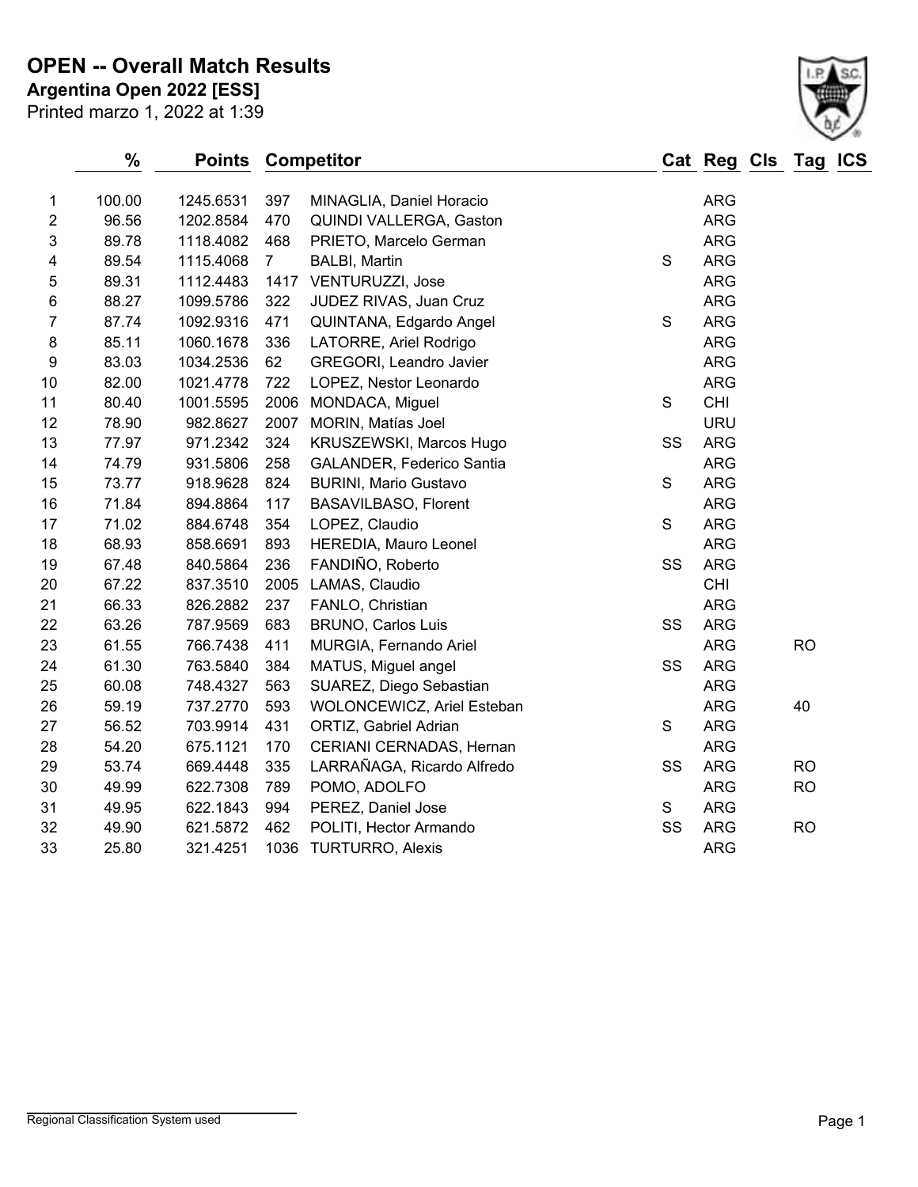# OPEN -- Overall Match Results

**Argentina Open 2022 [ESS]**

Printed marzo 1, 2022 at 1:39

| | % | Points | Competitor | | Cat | Reg | Cls | Tag | ICS |
|---|---|---|---|---|---|---|---|---|---|
| 1 | 100.00 | 1245.6531 | 397 | MINAGLIA, Daniel Horacio | | ARG | | | |
| 2 | 96.56 | 1202.8584 | 470 | QUINDI VALLERGA, Gaston | | ARG | | | |
| 3 | 89.78 | 1118.4082 | 468 | PRIETO, Marcelo German | | ARG | | | |
| 4 | 89.54 | 1115.4068 | 7 | BALBI, Martin | S | ARG | | | |
| 5 | 89.31 | 1112.4483 | 1417 | VENTURUZZI, Jose | | ARG | | | |
| 6 | 88.27 | 1099.5786 | 322 | JUDEZ RIVAS, Juan Cruz | | ARG | | | |
| 7 | 87.74 | 1092.9316 | 471 | QUINTANA, Edgardo Angel | S | ARG | | | |
| 8 | 85.11 | 1060.1678 | 336 | LATORRE, Ariel Rodrigo | | ARG | | | |
| 9 | 83.03 | 1034.2536 | 62 | GREGORI, Leandro Javier | | ARG | | | |
| 10 | 82.00 | 1021.4778 | 722 | LOPEZ, Nestor Leonardo | | ARG | | | |
| 11 | 80.40 | 1001.5595 | 2006 | MONDACA, Miguel | S | CHI | | | |
| 12 | 78.90 | 982.8627 | 2007 | MORIN, Matías Joel | | URU | | | |
| 13 | 77.97 | 971.2342 | 324 | KRUSZEWSKI, Marcos Hugo | SS | ARG | | | |
| 14 | 74.79 | 931.5806 | 258 | GALANDER, Federico Santia | | ARG | | | |
| 15 | 73.77 | 918.9628 | 824 | BURINI, Mario Gustavo | S | ARG | | | |
| 16 | 71.84 | 894.8864 | 117 | BASAVILBASO, Florent | | ARG | | | |
| 17 | 71.02 | 884.6748 | 354 | LOPEZ, Claudio | S | ARG | | | |
| 18 | 68.93 | 858.6691 | 893 | HEREDIA, Mauro Leonel | | ARG | | | |
| 19 | 67.48 | 840.5864 | 236 | FANDIÑO, Roberto | SS | ARG | | | |
| 20 | 67.22 | 837.3510 | 2005 | LAMAS, Claudio | | CHI | | | |
| 21 | 66.33 | 826.2882 | 237 | FANLO, Christian | | ARG | | | |
| 22 | 63.26 | 787.9569 | 683 | BRUNO, Carlos Luis | SS | ARG | | | |
| 23 | 61.55 | 766.7438 | 411 | MURGIA, Fernando Ariel | | ARG | | RO | |
| 24 | 61.30 | 763.5840 | 384 | MATUS, Miguel angel | SS | ARG | | | |
| 25 | 60.08 | 748.4327 | 563 | SUAREZ, Diego Sebastian | | ARG | | | |
| 26 | 59.19 | 737.2770 | 593 | WOLONCEWICZ, Ariel Esteban | | ARG | | 40 | |
| 27 | 56.52 | 703.9914 | 431 | ORTIZ, Gabriel Adrian | S | ARG | | | |
| 28 | 54.20 | 675.1121 | 170 | CERIANI CERNADAS, Hernan | | ARG | | | |
| 29 | 53.74 | 669.4448 | 335 | LARRAÑAGA, Ricardo Alfredo | SS | ARG | | RO | |
| 30 | 49.99 | 622.7308 | 789 | POMO, ADOLFO | | ARG | | RO | |
| 31 | 49.95 | 622.1843 | 994 | PEREZ, Daniel Jose | S | ARG | | | |
| 32 | 49.90 | 621.5872 | 462 | POLITI, Hector Armando | SS | ARG | | RO | |
| 33 | 25.80 | 321.4251 | 1036 | TURTURRO, Alexis | | ARG | | | |

Regional Classification System used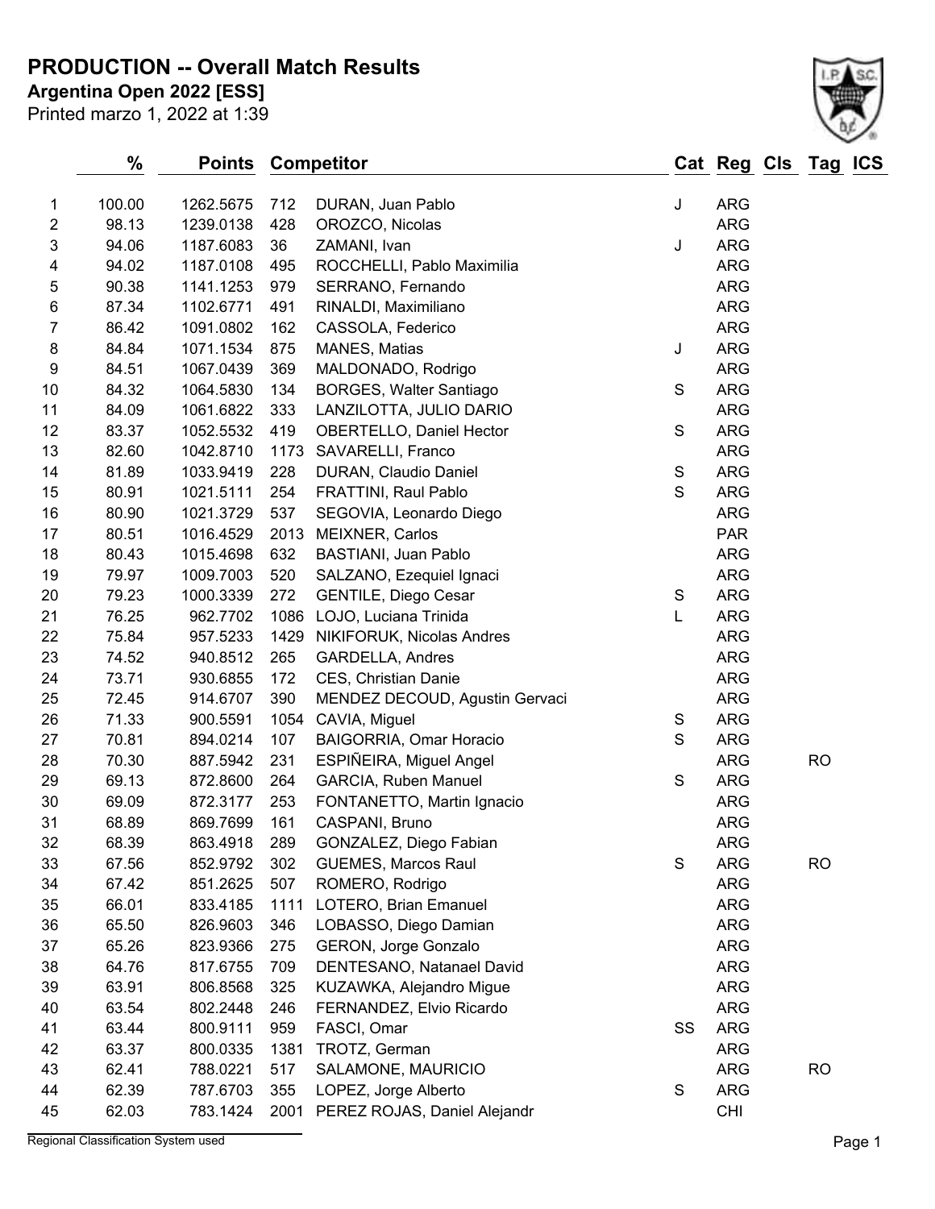# PRODUCTION -- Overall Match Results

**Argentina Open 2022 [ESS]**

Printed marzo 1, 2022 at 1:39

| | % | Points | Competitor | | Cat | Reg | Cls | Tag | ICS |
|---|---|---|---|---|---|---|---|---|---|
| 1 | 100.00 | 1262.5675 | 712 | DURAN, Juan Pablo | J | ARG | | | |
| 2 | 98.13 | 1239.0138 | 428 | OROZCO, Nicolas | | ARG | | | |
| 3 | 94.06 | 1187.6083 | 36 | ZAMANI, Ivan | J | ARG | | | |
| 4 | 94.02 | 1187.0108 | 495 | ROCCHELLI, Pablo Maximilia | | ARG | | | |
| 5 | 90.38 | 1141.1253 | 979 | SERRANO, Fernando | | ARG | | | |
| 6 | 87.34 | 1102.6771 | 491 | RINALDI, Maximiliano | | ARG | | | |
| 7 | 86.42 | 1091.0802 | 162 | CASSOLA, Federico | | ARG | | | |
| 8 | 84.84 | 1071.1534 | 875 | MANES, Matias | J | ARG | | | |
| 9 | 84.51 | 1067.0439 | 369 | MALDONADO, Rodrigo | | ARG | | | |
| 10 | 84.32 | 1064.5830 | 134 | BORGES, Walter Santiago | S | ARG | | | |
| 11 | 84.09 | 1061.6822 | 333 | LANZILOTTA, JULIO DARIO | | ARG | | | |
| 12 | 83.37 | 1052.5532 | 419 | OBERTELLO, Daniel Hector | S | ARG | | | |
| 13 | 82.60 | 1042.8710 | 1173 | SAVARELLI, Franco | | ARG | | | |
| 14 | 81.89 | 1033.9419 | 228 | DURAN, Claudio Daniel | S | ARG | | | |
| 15 | 80.91 | 1021.5111 | 254 | FRATTINI, Raul Pablo | S | ARG | | | |
| 16 | 80.90 | 1021.3729 | 537 | SEGOVIA, Leonardo Diego | | ARG | | | |
| 17 | 80.51 | 1016.4529 | 2013 | MEIXNER, Carlos | | PAR | | | |
| 18 | 80.43 | 1015.4698 | 632 | BASTIANI, Juan Pablo | | ARG | | | |
| 19 | 79.97 | 1009.7003 | 520 | SALZANO, Ezequiel Ignaci | | ARG | | | |
| 20 | 79.23 | 1000.3339 | 272 | GENTILE, Diego Cesar | S | ARG | | | |
| 21 | 76.25 | 962.7702 | 1086 | LOJO, Luciana Trinida | L | ARG | | | |
| 22 | 75.84 | 957.5233 | 1429 | NIKIFORUK, Nicolas Andres | | ARG | | | |
| 23 | 74.52 | 940.8512 | 265 | GARDELLA, Andres | | ARG | | | |
| 24 | 73.71 | 930.6855 | 172 | CES, Christian Danie | | ARG | | | |
| 25 | 72.45 | 914.6707 | 390 | MENDEZ DECOUD, Agustin Gervaci | | ARG | | | |
| 26 | 71.33 | 900.5591 | 1054 | CAVIA, Miguel | S | ARG | | | |
| 27 | 70.81 | 894.0214 | 107 | BAIGORRIA, Omar Horacio | S | ARG | | | |
| 28 | 70.30 | 887.5942 | 231 | ESPIÑEIRA, Miguel Angel | | ARG | | RO | |
| 29 | 69.13 | 872.8600 | 264 | GARCIA, Ruben Manuel | S | ARG | | | |
| 30 | 69.09 | 872.3177 | 253 | FONTANETTO, Martin Ignacio | | ARG | | | |
| 31 | 68.89 | 869.7699 | 161 | CASPANI, Bruno | | ARG | | | |
| 32 | 68.39 | 863.4918 | 289 | GONZALEZ, Diego Fabian | | ARG | | | |
| 33 | 67.56 | 852.9792 | 302 | GUEMES, Marcos Raul | S | ARG | | RO | |
| 34 | 67.42 | 851.2625 | 507 | ROMERO, Rodrigo | | ARG | | | |
| 35 | 66.01 | 833.4185 | 1111 | LOTERO, Brian Emanuel | | ARG | | | |
| 36 | 65.50 | 826.9603 | 346 | LOBASSO, Diego Damian | | ARG | | | |
| 37 | 65.26 | 823.9366 | 275 | GERON, Jorge Gonzalo | | ARG | | | |
| 38 | 64.76 | 817.6755 | 709 | DENTESANO, Natanael David | | ARG | | | |
| 39 | 63.91 | 806.8568 | 325 | KUZAWKA, Alejandro Migue | | ARG | | | |
| 40 | 63.54 | 802.2448 | 246 | FERNANDEZ, Elvio Ricardo | | ARG | | | |
| 41 | 63.44 | 800.9111 | 959 | FASCI, Omar | SS | ARG | | | |
| 42 | 63.37 | 800.0335 | 1381 | TROTZ, German | | ARG | | | |
| 43 | 62.41 | 788.0221 | 517 | SALAMONE, MAURICIO | | ARG | | RO | |
| 44 | 62.39 | 787.6703 | 355 | LOPEZ, Jorge Alberto | S | ARG | | | |
| 45 | 62.03 | 783.1424 | 2001 | PEREZ ROJAS, Daniel Alejandr | | CHI | | | |

Regional Classification System used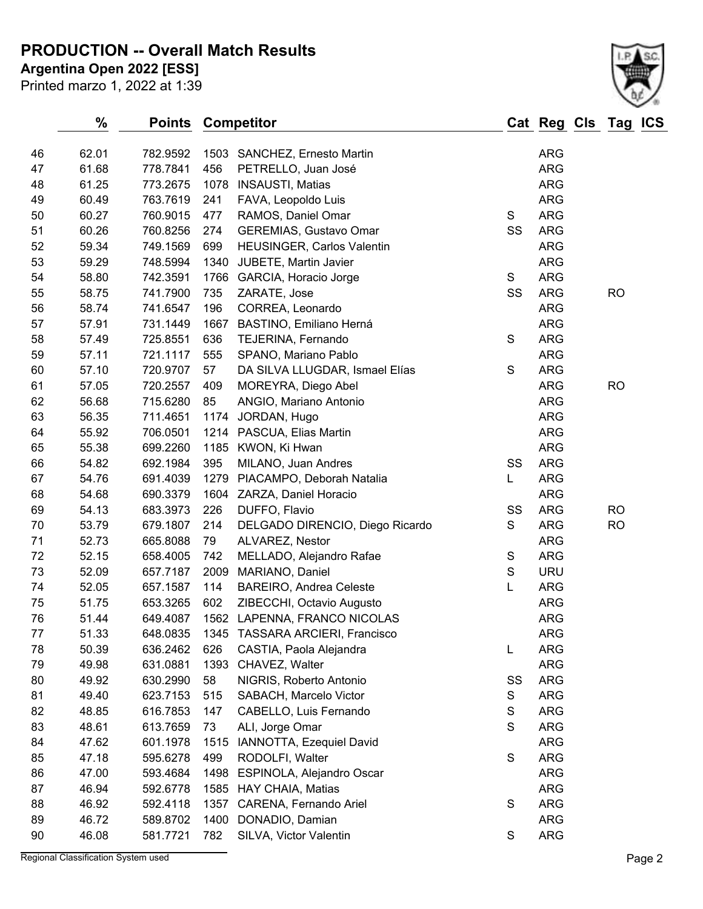# PRODUCTION -- Overall Match Results

**Argentina Open 2022 [ESS]**

Printed marzo 1, 2022 at 1:39

| | % | Points | Competitor | | Cat | Reg | Cls | Tag | ICS |
|---|---|---|---|---|---|---|---|---|---|
| 46 | 62.01 | 782.9592 | 1503 | SANCHEZ, Ernesto Martin | | ARG | | | |
| 47 | 61.68 | 778.7841 | 456 | PETRELLO, Juan José | | ARG | | | |
| 48 | 61.25 | 773.2675 | 1078 | INSAUSTI, Matias | | ARG | | | |
| 49 | 60.49 | 763.7619 | 241 | FAVA, Leopoldo Luis | | ARG | | | |
| 50 | 60.27 | 760.9015 | 477 | RAMOS, Daniel Omar | S | ARG | | | |
| 51 | 60.26 | 760.8256 | 274 | GEREMIAS, Gustavo Omar | SS | ARG | | | |
| 52 | 59.34 | 749.1569 | 699 | HEUSINGER, Carlos Valentin | | ARG | | | |
| 53 | 59.29 | 748.5994 | 1340 | JUBETE, Martin Javier | | ARG | | | |
| 54 | 58.80 | 742.3591 | 1766 | GARCIA, Horacio Jorge | S | ARG | | | |
| 55 | 58.75 | 741.7900 | 735 | ZARATE, Jose | SS | ARG | | RO | |
| 56 | 58.74 | 741.6547 | 196 | CORREA, Leonardo | | ARG | | | |
| 57 | 57.91 | 731.1449 | 1667 | BASTINO, Emiliano Herná | | ARG | | | |
| 58 | 57.49 | 725.8551 | 636 | TEJERINA, Fernando | S | ARG | | | |
| 59 | 57.11 | 721.1117 | 555 | SPANO, Mariano Pablo | | ARG | | | |
| 60 | 57.10 | 720.9707 | 57 | DA SILVA LLUGDAR, Ismael Elías | S | ARG | | | |
| 61 | 57.05 | 720.2557 | 409 | MOREYRA, Diego Abel | | ARG | | RO | |
| 62 | 56.68 | 715.6280 | 85 | ANGIO, Mariano Antonio | | ARG | | | |
| 63 | 56.35 | 711.4651 | 1174 | JORDAN, Hugo | | ARG | | | |
| 64 | 55.92 | 706.0501 | 1214 | PASCUA, Elias Martin | | ARG | | | |
| 65 | 55.38 | 699.2260 | 1185 | KWON, Ki Hwan | | ARG | | | |
| 66 | 54.82 | 692.1984 | 395 | MILANO, Juan Andres | SS | ARG | | | |
| 67 | 54.76 | 691.4039 | 1279 | PIACAMPO, Deborah Natalia | L | ARG | | | |
| 68 | 54.68 | 690.3379 | 1604 | ZARZA, Daniel Horacio | | ARG | | | |
| 69 | 54.13 | 683.3973 | 226 | DUFFO, Flavio | SS | ARG | | RO | |
| 70 | 53.79 | 679.1807 | 214 | DELGADO DIRENCIO, Diego Ricardo | S | ARG | | RO | |
| 71 | 52.73 | 665.8088 | 79 | ALVAREZ, Nestor | | ARG | | | |
| 72 | 52.15 | 658.4005 | 742 | MELLADO, Alejandro Rafae | S | ARG | | | |
| 73 | 52.09 | 657.7187 | 2009 | MARIANO, Daniel | S | URU | | | |
| 74 | 52.05 | 657.1587 | 114 | BAREIRO, Andrea Celeste | L | ARG | | | |
| 75 | 51.75 | 653.3265 | 602 | ZIBECCHI, Octavio Augusto | | ARG | | | |
| 76 | 51.44 | 649.4087 | 1562 | LAPENNA, FRANCO NICOLAS | | ARG | | | |
| 77 | 51.33 | 648.0835 | 1345 | TASSARA ARCIERI, Francisco | | ARG | | | |
| 78 | 50.39 | 636.2462 | 626 | CASTIA, Paola Alejandra | L | ARG | | | |
| 79 | 49.98 | 631.0881 | 1393 | CHAVEZ, Walter | | ARG | | | |
| 80 | 49.92 | 630.2990 | 58 | NIGRIS, Roberto Antonio | SS | ARG | | | |
| 81 | 49.40 | 623.7153 | 515 | SABACH, Marcelo Victor | S | ARG | | | |
| 82 | 48.85 | 616.7853 | 147 | CABELLO, Luis Fernando | S | ARG | | | |
| 83 | 48.61 | 613.7659 | 73 | ALI, Jorge Omar | S | ARG | | | |
| 84 | 47.62 | 601.1978 | 1515 | IANNOTTA, Ezequiel David | | ARG | | | |
| 85 | 47.18 | 595.6278 | 499 | RODOLFI, Walter | S | ARG | | | |
| 86 | 47.00 | 593.4684 | 1498 | ESPINOLA, Alejandro Oscar | | ARG | | | |
| 87 | 46.94 | 592.6778 | 1585 | HAY CHAIA, Matias | | ARG | | | |
| 88 | 46.92 | 592.4118 | 1357 | CARENA, Fernando Ariel | S | ARG | | | |
| 89 | 46.72 | 589.8702 | 1400 | DONADIO, Damian | | ARG | | | |
| 90 | 46.08 | 581.7721 | 782 | SILVA, Victor Valentin | S | ARG | | | |

Regional Classification System used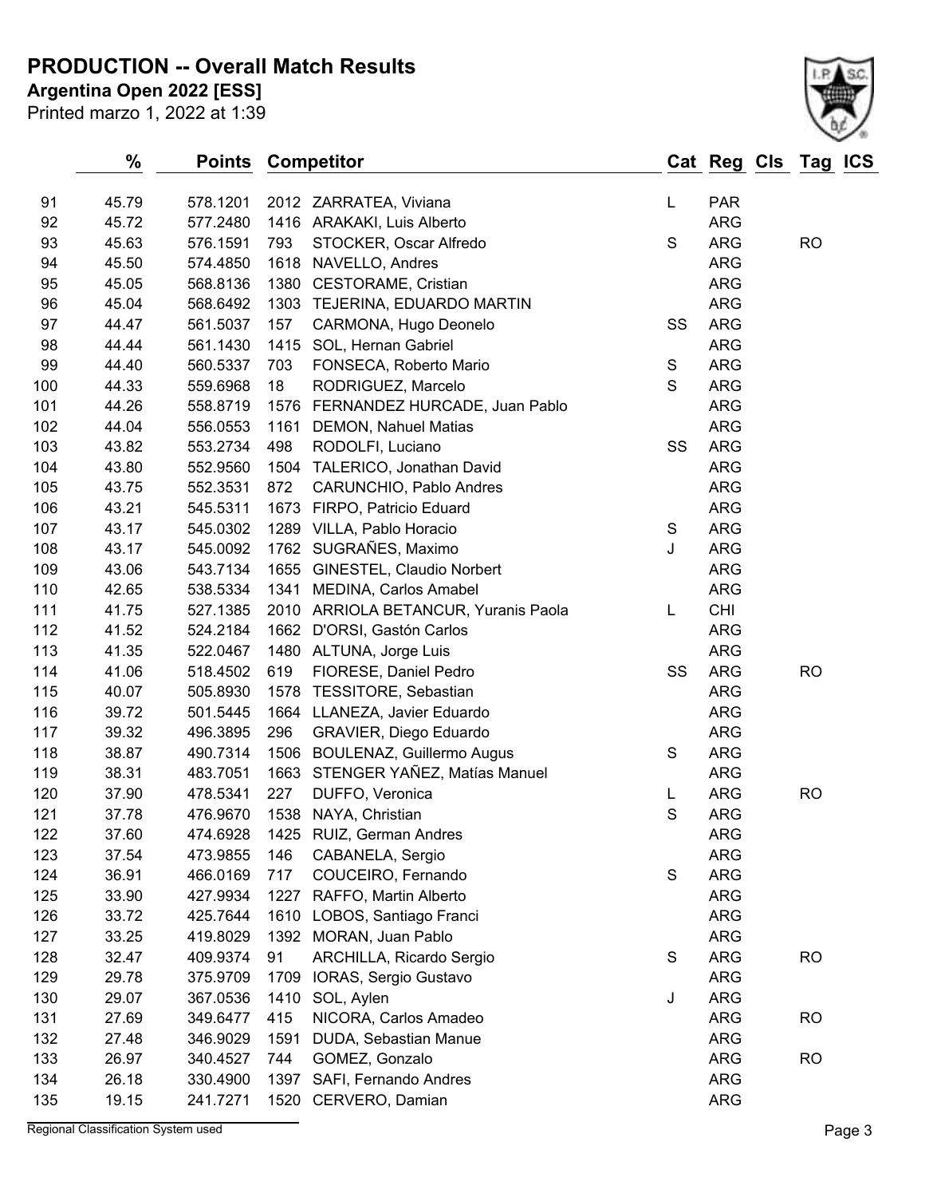# PRODUCTION -- Overall Match Results

**Argentina Open 2022 [ESS]**

Printed marzo 1, 2022 at 1:39

| | % | Points | Competitor | | Cat | Reg | Cls | Tag | ICS |
|---|---|---|---|---|---|---|---|---|---|
| 91 | 45.79 | 578.1201 | 2012 | ZARRATEA, Viviana | L | PAR | | | |
| 92 | 45.72 | 577.2480 | 1416 | ARAKAKI, Luis Alberto | | ARG | | | |
| 93 | 45.63 | 576.1591 | 793 | STOCKER, Oscar Alfredo | S | ARG | | RO | |
| 94 | 45.50 | 574.4850 | 1618 | NAVELLO, Andres | | ARG | | | |
| 95 | 45.05 | 568.8136 | 1380 | CESTORAME, Cristian | | ARG | | | |
| 96 | 45.04 | 568.6492 | 1303 | TEJERINA, EDUARDO MARTIN | | ARG | | | |
| 97 | 44.47 | 561.5037 | 157 | CARMONA, Hugo Deonelo | SS | ARG | | | |
| 98 | 44.44 | 561.1430 | 1415 | SOL, Hernan Gabriel | | ARG | | | |
| 99 | 44.40 | 560.5337 | 703 | FONSECA, Roberto Mario | S | ARG | | | |
| 100 | 44.33 | 559.6968 | 18 | RODRIGUEZ, Marcelo | S | ARG | | | |
| 101 | 44.26 | 558.8719 | 1576 | FERNANDEZ HURCADE, Juan Pablo | | ARG | | | |
| 102 | 44.04 | 556.0553 | 1161 | DEMON, Nahuel Matias | | ARG | | | |
| 103 | 43.82 | 553.2734 | 498 | RODOLFI, Luciano | SS | ARG | | | |
| 104 | 43.80 | 552.9560 | 1504 | TALERICO, Jonathan David | | ARG | | | |
| 105 | 43.75 | 552.3531 | 872 | CARUNCHIO, Pablo Andres | | ARG | | | |
| 106 | 43.21 | 545.5311 | 1673 | FIRPO, Patricio Eduard | | ARG | | | |
| 107 | 43.17 | 545.0302 | 1289 | VILLA, Pablo Horacio | S | ARG | | | |
| 108 | 43.17 | 545.0092 | 1762 | SUGRAÑES, Maximo | J | ARG | | | |
| 109 | 43.06 | 543.7134 | 1655 | GINESTEL, Claudio Norbert | | ARG | | | |
| 110 | 42.65 | 538.5334 | 1341 | MEDINA, Carlos Amabel | | ARG | | | |
| 111 | 41.75 | 527.1385 | 2010 | ARRIOLA BETANCUR, Yuranis Paola | L | CHI | | | |
| 112 | 41.52 | 524.2184 | 1662 | D'ORSI, Gastón Carlos | | ARG | | | |
| 113 | 41.35 | 522.0467 | 1480 | ALTUNA, Jorge Luis | | ARG | | | |
| 114 | 41.06 | 518.4502 | 619 | FIORESE, Daniel Pedro | SS | ARG | | RO | |
| 115 | 40.07 | 505.8930 | 1578 | TESSITORE, Sebastian | | ARG | | | |
| 116 | 39.72 | 501.5445 | 1664 | LLANEZA, Javier Eduardo | | ARG | | | |
| 117 | 39.32 | 496.3895 | 296 | GRAVIER, Diego Eduardo | | ARG | | | |
| 118 | 38.87 | 490.7314 | 1506 | BOULENAZ, Guillermo Augus | S | ARG | | | |
| 119 | 38.31 | 483.7051 | 1663 | STENGER YAÑEZ, Matías Manuel | | ARG | | | |
| 120 | 37.90 | 478.5341 | 227 | DUFFO, Veronica | L | ARG | | RO | |
| 121 | 37.78 | 476.9670 | 1538 | NAYA, Christian | S | ARG | | | |
| 122 | 37.60 | 474.6928 | 1425 | RUIZ, German Andres | | ARG | | | |
| 123 | 37.54 | 473.9855 | 146 | CABANELA, Sergio | | ARG | | | |
| 124 | 36.91 | 466.0169 | 717 | COUCEIRO, Fernando | S | ARG | | | |
| 125 | 33.90 | 427.9934 | 1227 | RAFFO, Martin Alberto | | ARG | | | |
| 126 | 33.72 | 425.7644 | 1610 | LOBOS, Santiago Franci | | ARG | | | |
| 127 | 33.25 | 419.8029 | 1392 | MORAN, Juan Pablo | | ARG | | | |
| 128 | 32.47 | 409.9374 | 91 | ARCHILLA, Ricardo Sergio | S | ARG | | RO | |
| 129 | 29.78 | 375.9709 | 1709 | IORAS, Sergio Gustavo | | ARG | | | |
| 130 | 29.07 | 367.0536 | 1410 | SOL, Aylen | J | ARG | | | |
| 131 | 27.69 | 349.6477 | 415 | NICORA, Carlos Amadeo | | ARG | | RO | |
| 132 | 27.48 | 346.9029 | 1591 | DUDA, Sebastian Manue | | ARG | | | |
| 133 | 26.97 | 340.4527 | 744 | GOMEZ, Gonzalo | | ARG | | RO | |
| 134 | 26.18 | 330.4900 | 1397 | SAFI, Fernando Andres | | ARG | | | |
| 135 | 19.15 | 241.7271 | 1520 | CERVERO, Damian | | ARG | | | |

Regional Classification System used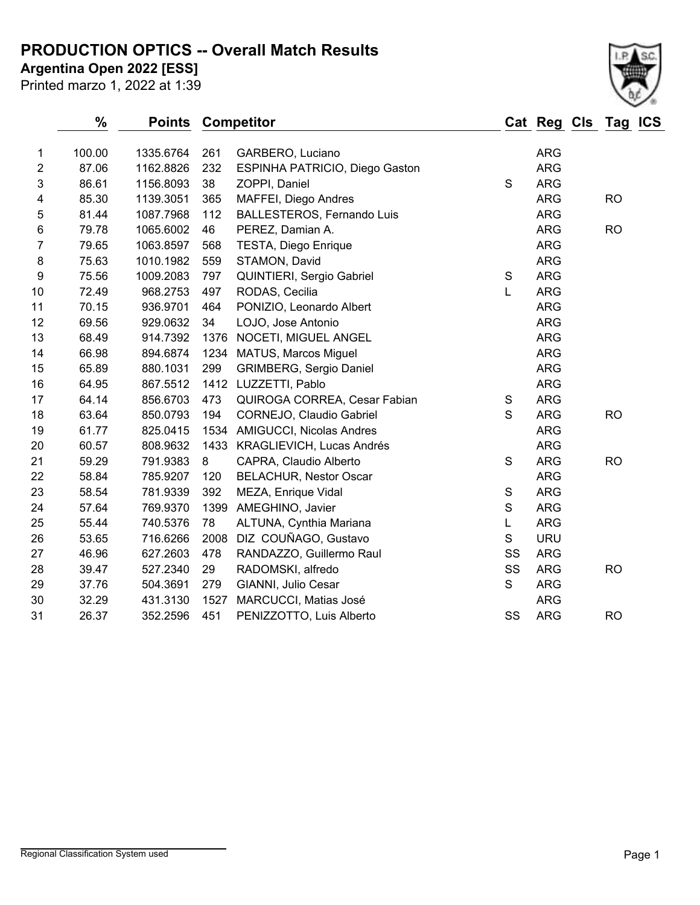# PRODUCTION OPTICS -- Overall Match Results

**Argentina Open 2022 [ESS]**

Printed marzo 1, 2022 at 1:39

| | % | Points | Competitor | | Cat | Reg | Cls | Tag | ICS |
|---|---|---|---|---|---|---|---|---|---|
| 1 | 100.00 | 1335.6764 | 261 | GARBERO, Luciano | | ARG | | | |
| 2 | 87.06 | 1162.8826 | 232 | ESPINHA PATRICIO, Diego Gaston | | ARG | | | |
| 3 | 86.61 | 1156.8093 | 38 | ZOPPI, Daniel | S | ARG | | | |
| 4 | 85.30 | 1139.3051 | 365 | MAFFEI, Diego Andres | | ARG | | RO | |
| 5 | 81.44 | 1087.7968 | 112 | BALLESTEROS, Fernando Luis | | ARG | | | |
| 6 | 79.78 | 1065.6002 | 46 | PEREZ, Damian A. | | ARG | | RO | |
| 7 | 79.65 | 1063.8597 | 568 | TESTA, Diego Enrique | | ARG | | | |
| 8 | 75.63 | 1010.1982 | 559 | STAMON, David | | ARG | | | |
| 9 | 75.56 | 1009.2083 | 797 | QUINTIERI, Sergio Gabriel | S | ARG | | | |
| 10 | 72.49 | 968.2753 | 497 | RODAS, Cecilia | L | ARG | | | |
| 11 | 70.15 | 936.9701 | 464 | PONIZIO, Leonardo Albert | | ARG | | | |
| 12 | 69.56 | 929.0632 | 34 | LOJO, Jose Antonio | | ARG | | | |
| 13 | 68.49 | 914.7392 | 1376 | NOCETI, MIGUEL ANGEL | | ARG | | | |
| 14 | 66.98 | 894.6874 | 1234 | MATUS, Marcos Miguel | | ARG | | | |
| 15 | 65.89 | 880.1031 | 299 | GRIMBERG, Sergio Daniel | | ARG | | | |
| 16 | 64.95 | 867.5512 | 1412 | LUZZETTI, Pablo | | ARG | | | |
| 17 | 64.14 | 856.6703 | 473 | QUIROGA CORREA, Cesar Fabian | S | ARG | | | |
| 18 | 63.64 | 850.0793 | 194 | CORNEJO, Claudio Gabriel | S | ARG | | RO | |
| 19 | 61.77 | 825.0415 | 1534 | AMIGUCCI, Nicolas Andres | | ARG | | | |
| 20 | 60.57 | 808.9632 | 1433 | KRAGLIEVICH, Lucas Andrés | | ARG | | | |
| 21 | 59.29 | 791.9383 | 8 | CAPRA, Claudio Alberto | S | ARG | | RO | |
| 22 | 58.84 | 785.9207 | 120 | BELACHUR, Nestor Oscar | | ARG | | | |
| 23 | 58.54 | 781.9339 | 392 | MEZA, Enrique Vidal | S | ARG | | | |
| 24 | 57.64 | 769.9370 | 1399 | AMEGHINO, Javier | S | ARG | | | |
| 25 | 55.44 | 740.5376 | 78 | ALTUNA, Cynthia Mariana | L | ARG | | | |
| 26 | 53.65 | 716.6266 | 2008 | DIZ COUÑAGO, Gustavo | S | URU | | | |
| 27 | 46.96 | 627.2603 | 478 | RANDAZZO, Guillermo Raul | SS | ARG | | | |
| 28 | 39.47 | 527.2340 | 29 | RADOMSKI, alfredo | SS | ARG | | RO | |
| 29 | 37.76 | 504.3691 | 279 | GIANNI, Julio Cesar | S | ARG | | | |
| 30 | 32.29 | 431.3130 | 1527 | MARCUCCI, Matias José | | ARG | | | |
| 31 | 26.37 | 352.2596 | 451 | PENIZZOTTO, Luis Alberto | SS | ARG | | RO | |

Regional Classification System used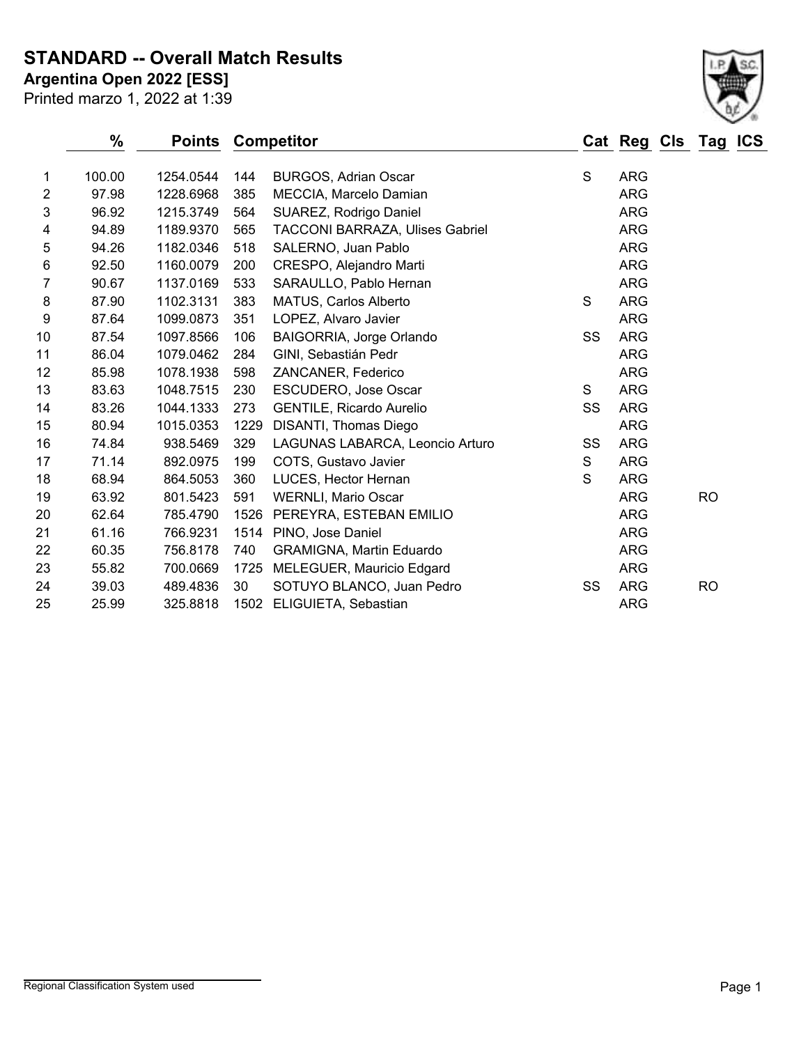# STANDARD -- Overall Match Results

**Argentina Open 2022 [ESS]**

Printed marzo 1, 2022 at 1:39

| | % | Points | Competitor | | Cat | Reg | Cls | Tag | ICS |
|---|---|---|---|---|---|---|---|---|---|
| 1 | 100.00 | 1254.0544 | 144 | BURGOS, Adrian Oscar | S | ARG | | | |
| 2 | 97.98 | 1228.6968 | 385 | MECCIA, Marcelo Damian | | ARG | | | |
| 3 | 96.92 | 1215.3749 | 564 | SUAREZ, Rodrigo Daniel | | ARG | | | |
| 4 | 94.89 | 1189.9370 | 565 | TACCONI BARRAZA, Ulises Gabriel | | ARG | | | |
| 5 | 94.26 | 1182.0346 | 518 | SALERNO, Juan Pablo | | ARG | | | |
| 6 | 92.50 | 1160.0079 | 200 | CRESPO, Alejandro Marti | | ARG | | | |
| 7 | 90.67 | 1137.0169 | 533 | SARAULLO, Pablo Hernan | | ARG | | | |
| 8 | 87.90 | 1102.3131 | 383 | MATUS, Carlos Alberto | S | ARG | | | |
| 9 | 87.64 | 1099.0873 | 351 | LOPEZ, Alvaro Javier | | ARG | | | |
| 10 | 87.54 | 1097.8566 | 106 | BAIGORRIA, Jorge Orlando | SS | ARG | | | |
| 11 | 86.04 | 1079.0462 | 284 | GINI, Sebastián Pedr | | ARG | | | |
| 12 | 85.98 | 1078.1938 | 598 | ZANCANER, Federico | | ARG | | | |
| 13 | 83.63 | 1048.7515 | 230 | ESCUDERO, Jose Oscar | S | ARG | | | |
| 14 | 83.26 | 1044.1333 | 273 | GENTILE, Ricardo Aurelio | SS | ARG | | | |
| 15 | 80.94 | 1015.0353 | 1229 | DISANTI, Thomas Diego | | ARG | | | |
| 16 | 74.84 | 938.5469 | 329 | LAGUNAS LABARCA, Leoncio Arturo | SS | ARG | | | |
| 17 | 71.14 | 892.0975 | 199 | COTS, Gustavo Javier | S | ARG | | | |
| 18 | 68.94 | 864.5053 | 360 | LUCES, Hector Hernan | S | ARG | | | |
| 19 | 63.92 | 801.5423 | 591 | WERNLI, Mario Oscar | | ARG | | RO | |
| 20 | 62.64 | 785.4790 | 1526 | PEREYRA, ESTEBAN EMILIO | | ARG | | | |
| 21 | 61.16 | 766.9231 | 1514 | PINO, Jose Daniel | | ARG | | | |
| 22 | 60.35 | 756.8178 | 740 | GRAMIGNA, Martin Eduardo | | ARG | | | |
| 23 | 55.82 | 700.0669 | 1725 | MELEGUER, Mauricio Edgard | | ARG | | | |
| 24 | 39.03 | 489.4836 | 30 | SOTUYO BLANCO, Juan Pedro | SS | ARG | | RO | |
| 25 | 25.99 | 325.8818 | 1502 | ELIGUIETA, Sebastian | | ARG | | | |

Regional Classification System used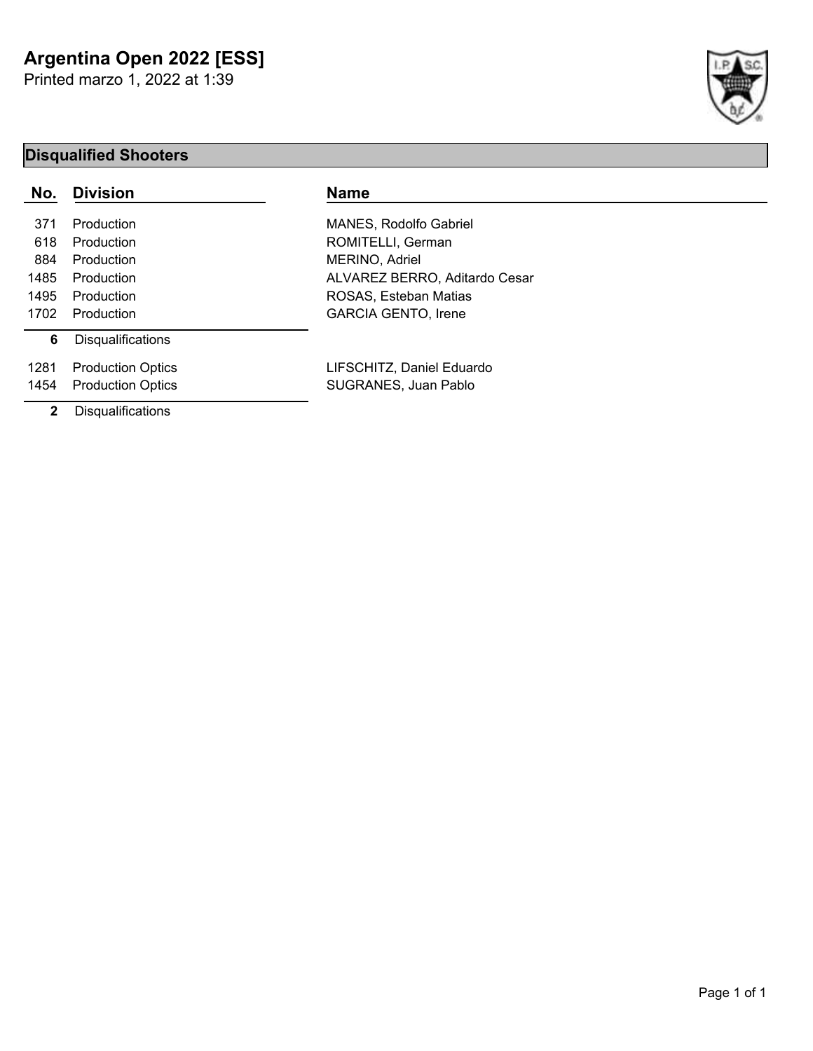# Argentina Open 2022 [ESS]

Printed marzo 1, 2022 at 1:39

## Disqualified Shooters

| No. | Division | Name |
| --- | --- | --- |
| 371 | Production | MANES, Rodolfo Gabriel |
| 618 | Production | ROMITELLI, German |
| 884 | Production | MERINO, Adriel |
| 1485 | Production | ALVAREZ BERRO, Aditardo Cesar |
| 1495 | Production | ROSAS, Esteban Matias |
| 1702 | Production | GARCIA GENTO, Irene |
| **6** | Disqualifications | |
| 1281 | Production Optics | LIFSCHITZ, Daniel Eduardo |
| 1454 | Production Optics | SUGRANES, Juan Pablo |
| **2** | Disqualifications | |